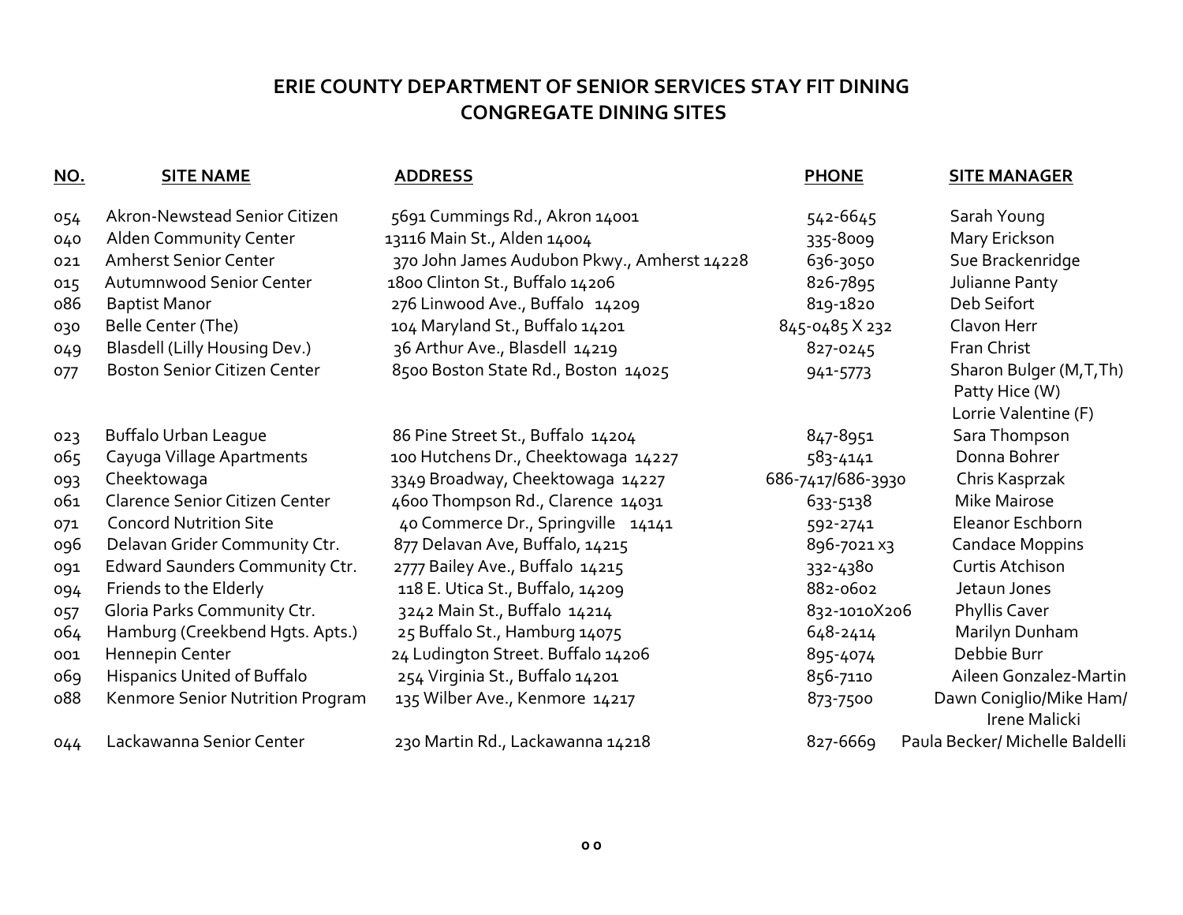# ERIE COUNTY DEPARTMENT OF SENIOR SERVICES STAY FIT DINING CONGREGATE DINING SITES

| NO. | SITE NAME | ADDRESS | PHONE | SITE MANAGER |
|---|---|---|---|---|
| 054 | Akron-Newstead Senior Citizen | 5691 Cummings Rd., Akron 14001 | 542-6645 | Sarah Young |
| 040 | Alden Community Center | 13116 Main St., Alden 14004 | 335-8009 | Mary Erickson |
| 021 | Amherst Senior Center | 370 John James Audubon Pkwy., Amherst 14228 | 636-3050 | Sue Brackenridge |
| 015 | Autumnwood Senior Center | 1800 Clinton St., Buffalo 14206 | 826-7895 | Julianne Panty |
| 086 | Baptist Manor | 276 Linwood Ave., Buffalo 14209 | 819-1820 | Deb Seifort |
| 030 | Belle Center (The) | 104 Maryland St., Buffalo 14201 | 845-0485 X 232 | Clavon Herr |
| 049 | Blasdell (Lilly Housing Dev.) | 36 Arthur Ave., Blasdell 14219 | 827-0245 | Fran Christ |
| 077 | Boston Senior Citizen Center | 8500 Boston State Rd., Boston 14025 | 941-5773 | Sharon Bulger (M,T,Th) Patty Hice (W) Lorrie Valentine (F) |
| 023 | Buffalo Urban League | 86 Pine Street St., Buffalo 14204 | 847-8951 | Sara Thompson |
| 065 | Cayuga Village Apartments | 100 Hutchens Dr., Cheektowaga 14227 | 583-4141 | Donna Bohrer |
| 093 | Cheektowaga | 3349 Broadway, Cheektowaga 14227 | 686-7417/686-3930 | Chris Kasprzak |
| 061 | Clarence Senior Citizen Center | 4600 Thompson Rd., Clarence 14031 | 633-5138 | Mike Mairose |
| 071 | Concord Nutrition Site | 40 Commerce Dr., Springville 14141 | 592-2741 | Eleanor Eschborn |
| 096 | Delavan Grider Community Ctr. | 877 Delavan Ave, Buffalo, 14215 | 896-7021 x3 | Candace Moppins |
| 091 | Edward Saunders Community Ctr. | 2777 Bailey Ave., Buffalo 14215 | 332-4380 | Curtis Atchison |
| 094 | Friends to the Elderly | 118 E. Utica St., Buffalo, 14209 | 882-0602 | Jetaun Jones |
| 057 | Gloria Parks Community Ctr. | 3242 Main St., Buffalo 14214 | 832-1010X206 | Phyllis Caver |
| 064 | Hamburg (Creekbend Hgts. Apts.) | 25 Buffalo St., Hamburg 14075 | 648-2414 | Marilyn Dunham |
| 001 | Hennepin Center | 24 Ludington Street. Buffalo 14206 | 895-4074 | Debbie Burr |
| 069 | Hispanics United of Buffalo | 254 Virginia St., Buffalo 14201 | 856-7110 | Aileen Gonzalez-Martin |
| 088 | Kenmore Senior Nutrition Program | 135 Wilber Ave., Kenmore 14217 | 873-7500 | Dawn Coniglio/Mike Ham/ Irene Malicki |
| 044 | Lackawanna Senior Center | 230 Martin Rd., Lackawanna 14218 | 827-6669 | Paula Becker/ Michelle Baldelli |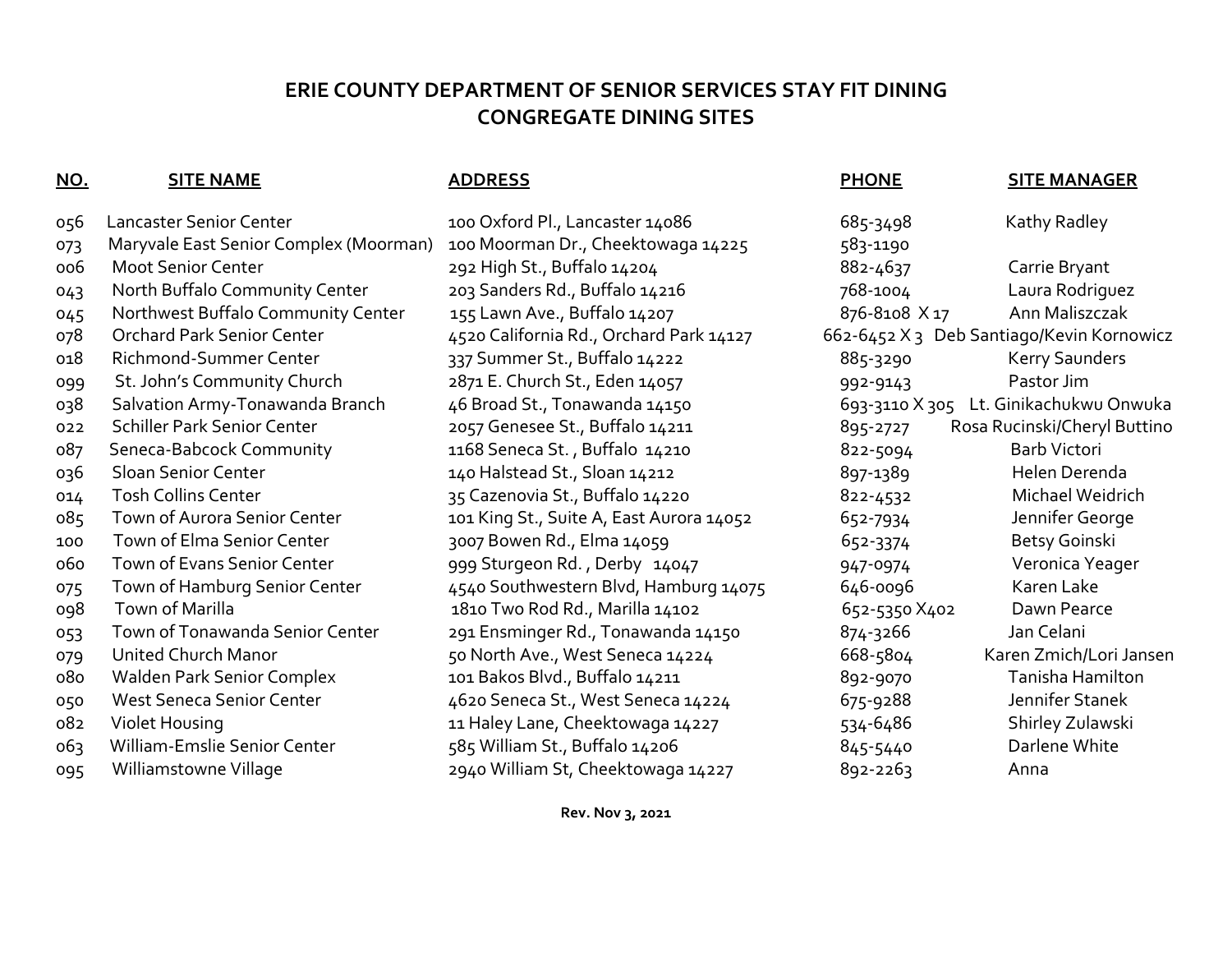# ERIE COUNTY DEPARTMENT OF SENIOR SERVICES STAY FIT DINING
# CONGREGATE DINING SITES

| NO. | SITE NAME | ADDRESS | PHONE | SITE MANAGER |
|---|---|---|---|---|
| 056 | Lancaster Senior Center | 100 Oxford Pl., Lancaster 14086 | 685-3498 | Kathy Radley |
| 073 | Maryvale East Senior Complex (Moorman) | 100 Moorman Dr., Cheektowaga 14225 | 583-1190 | |
| 006 | Moot Senior Center | 292 High St., Buffalo 14204 | 882-4637 | Carrie Bryant |
| 043 | North Buffalo Community Center | 203 Sanders Rd., Buffalo 14216 | 768-1004 | Laura Rodriguez |
| 045 | Northwest Buffalo Community Center | 155 Lawn Ave., Buffalo 14207 | 876-8108 X 17 | Ann Maliszczak |
| 078 | Orchard Park Senior Center | 4520 California Rd., Orchard Park 14127 | 662-6452 X 3 | Deb Santiago/Kevin Kornowicz |
| 018 | Richmond-Summer Center | 337 Summer St., Buffalo 14222 | 885-3290 | Kerry Saunders |
| 099 | St. John's Community Church | 2871 E. Church St., Eden 14057 | 992-9143 | Pastor Jim |
| 038 | Salvation Army-Tonawanda Branch | 46 Broad St., Tonawanda 14150 | 693-3110 X 305 | Lt. Ginikachukwu Onwuka |
| 022 | Schiller Park Senior Center | 2057 Genesee St., Buffalo 14211 | 895-2727 | Rosa Rucinski/Cheryl Buttino |
| 087 | Seneca-Babcock Community | 1168 Seneca St. , Buffalo 14210 | 822-5094 | Barb Victori |
| 036 | Sloan Senior Center | 140 Halstead St., Sloan 14212 | 897-1389 | Helen Derenda |
| 014 | Tosh Collins Center | 35 Cazenovia St., Buffalo 14220 | 822-4532 | Michael Weidrich |
| 085 | Town of Aurora Senior Center | 101 King St., Suite A, East Aurora 14052 | 652-7934 | Jennifer George |
| 100 | Town of Elma Senior Center | 3007 Bowen Rd., Elma 14059 | 652-3374 | Betsy Goinski |
| 060 | Town of Evans Senior Center | 999 Sturgeon Rd. , Derby 14047 | 947-0974 | Veronica Yeager |
| 075 | Town of Hamburg Senior Center | 4540 Southwestern Blvd, Hamburg 14075 | 646-0096 | Karen Lake |
| 098 | Town of Marilla | 1810 Two Rod Rd., Marilla 14102 | 652-5350 X402 | Dawn Pearce |
| 053 | Town of Tonawanda Senior Center | 291 Ensminger Rd., Tonawanda 14150 | 874-3266 | Jan Celani |
| 079 | United Church Manor | 50 North Ave., West Seneca 14224 | 668-5804 | Karen Zmich/Lori Jansen |
| 080 | Walden Park Senior Complex | 101 Bakos Blvd., Buffalo 14211 | 892-9070 | Tanisha Hamilton |
| 050 | West Seneca Senior Center | 4620 Seneca St., West Seneca 14224 | 675-9288 | Jennifer Stanek |
| 082 | Violet Housing | 11 Haley Lane, Cheektowaga 14227 | 534-6486 | Shirley Zulawski |
| 063 | William-Emslie Senior Center | 585 William St., Buffalo 14206 | 845-5440 | Darlene White |
| 095 | Williamstowne Village | 2940 William St, Cheektowaga 14227 | 892-2263 | Anna |

**Rev. Nov 3, 2021**